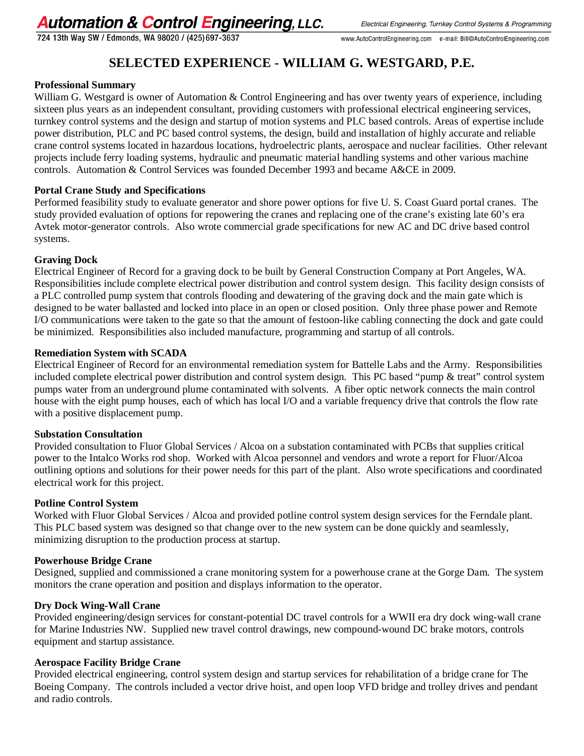# Automation & Control Engineering, LLC.

724 13th Way SW / Edmonds, WA 98020 / (425) 697-3637

*Electrical Engineering, Turnkey Control Systems & Programming*

www.AutoControlEngineering.com e-mail: Bill@AutoControlEngineering.com

## SELECTED EXPERIENCE - WILLIAM G. WESTGARD, P.E.

### Professional Summary

William G. Westgard is owner of Automation & Control Engineering and has over twenty years of experience, including sixteen plus years as an independent consultant, providing customers with professional electrical engineering services, turnkey control systems and the design and startup of motion systems and PLC based controls. Areas of expertise include power distribution, PLC and PC based control systems, the design, build and installation of highly accurate and reliable crane control systems located in hazardous locations, hydroelectric plants, aerospace and nuclear facilities. Other relevant projects include ferry loading systems, hydraulic and pneumatic material handling systems and other various machine controls. Automation & Control Services was founded December 1993 and became A&CE in 2009.

### Portal Crane Study and Specifications

Performed feasibility study to evaluate generator and shore power options for five U. S. Coast Guard portal cranes. The study provided evaluation of options for repowering the cranes and replacing one of the crane's existing late 60's era Avtek motor-generator controls. Also wrote commercial grade specifications for new AC and DC drive based control systems.

### Graving Dock

Electrical Engineer of Record for a graving dock to be built by General Construction Company at Port Angeles, WA. Responsibilities include complete electrical power distribution and control system design. This facility design consists of a PLC controlled pump system that controls flooding and dewatering of the graving dock and the main gate which is designed to be water ballasted and locked into place in an open or closed position. Only three phase power and Remote I/O communications were taken to the gate so that the amount of festoon-like cabling connecting the dock and gate could be minimized. Responsibilities also included manufacture, programming and startup of all controls.

### Remediation System with SCADA

Electrical Engineer of Record for an environmental remediation system for Battelle Labs and the Army. Responsibilities included complete electrical power distribution and control system design. This PC based "pump & treat" control system pumps water from an underground plume contaminated with solvents. A fiber optic network connects the main control house with the eight pump houses, each of which has local I/O and a variable frequency drive that controls the flow rate with a positive displacement pump.

### Substation Consultation

Provided consultation to Fluor Global Services / Alcoa on a substation contaminated with PCBs that supplies critical power to the Intalco Works rod shop. Worked with Alcoa personnel and vendors and wrote a report for Fluor/Alcoa outlining options and solutions for their power needs for this part of the plant. Also wrote specifications and coordinated electrical work for this project.

### Potline Control System

Worked with Fluor Global Services / Alcoa and provided potline control system design services for the Ferndale plant. This PLC based system was designed so that change over to the new system can be done quickly and seamlessly, minimizing disruption to the production process at startup.

### Powerhouse Bridge Crane

Designed, supplied and commissioned a crane monitoring system for a powerhouse crane at the Gorge Dam. The system monitors the crane operation and position and displays information to the operator.

### Dry Dock Wing-Wall Crane

Provided engineering/design services for constant-potential DC travel controls for a WWII era dry dock wing-wall crane for Marine Industries NW. Supplied new travel control drawings, new compound-wound DC brake motors, controls equipment and startup assistance.

### Aerospace Facility Bridge Crane

Provided electrical engineering, control system design and startup services for rehabilitation of a bridge crane for The Boeing Company. The controls included a vector drive hoist, and open loop VFD bridge and trolley drives and pendant and radio controls.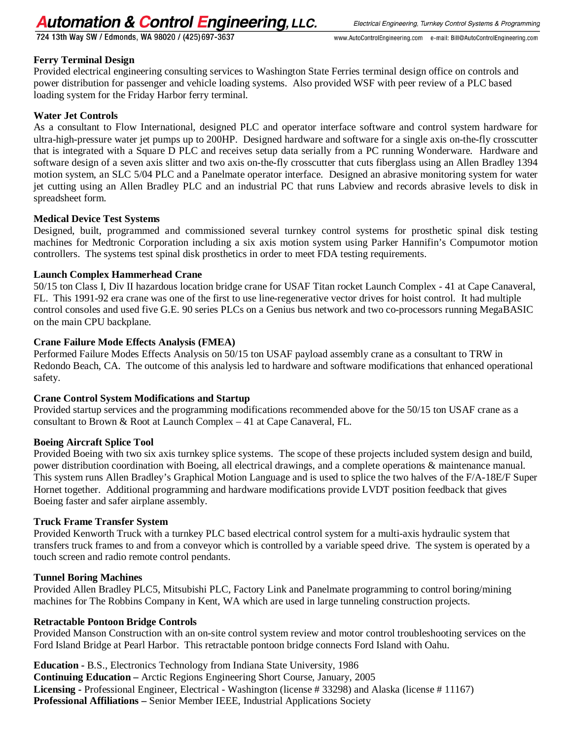**Ferry Terminal Design**
Provided electrical engineering consulting services to Washington State Ferries terminal design office on controls and power distribution for passenger and vehicle loading systems. Also provided WSF with peer review of a PLC based loading system for the Friday Harbor ferry terminal.

**Water Jet Controls**
As a consultant to Flow International, designed PLC and operator interface software and control system hardware for ultra-high-pressure water jet pumps up to 200HP. Designed hardware and software for a single axis on-the-fly crosscutter that is integrated with a Square D PLC and receives setup data serially from a PC running Wonderware. Hardware and software design of a seven axis slitter and two axis on-the-fly crosscutter that cuts fiberglass using an Allen Bradley 1394 motion system, an SLC 5/04 PLC and a Panelmate operator interface. Designed an abrasive monitoring system for water jet cutting using an Allen Bradley PLC and an industrial PC that runs Labview and records abrasive levels to disk in spreadsheet form.

**Medical Device Test Systems**
Designed, built, programmed and commissioned several turnkey control systems for prosthetic spinal disk testing machines for Medtronic Corporation including a six axis motion system using Parker Hannifin's Compumotor motion controllers. The systems test spinal disk prosthetics in order to meet FDA testing requirements.

**Launch Complex Hammerhead Crane**
50/15 ton Class I, Div II hazardous location bridge crane for USAF Titan rocket Launch Complex - 41 at Cape Canaveral, FL. This 1991-92 era crane was one of the first to use line-regenerative vector drives for hoist control. It had multiple control consoles and used five G.E. 90 series PLCs on a Genius bus network and two co-processors running MegaBASIC on the main CPU backplane.

**Crane Failure Mode Effects Analysis (FMEA)**
Performed Failure Modes Effects Analysis on 50/15 ton USAF payload assembly crane as a consultant to TRW in Redondo Beach, CA. The outcome of this analysis led to hardware and software modifications that enhanced operational safety.

**Crane Control System Modifications and Startup**
Provided startup services and the programming modifications recommended above for the 50/15 ton USAF crane as a consultant to Brown & Root at Launch Complex – 41 at Cape Canaveral, FL.

**Boeing Aircraft Splice Tool**
Provided Boeing with two six axis turnkey splice systems. The scope of these projects included system design and build, power distribution coordination with Boeing, all electrical drawings, and a complete operations & maintenance manual. This system runs Allen Bradley's Graphical Motion Language and is used to splice the two halves of the F/A-18E/F Super Hornet together. Additional programming and hardware modifications provide LVDT position feedback that gives Boeing faster and safer airplane assembly.

**Truck Frame Transfer System**
Provided Kenworth Truck with a turnkey PLC based electrical control system for a multi-axis hydraulic system that transfers truck frames to and from a conveyor which is controlled by a variable speed drive. The system is operated by a touch screen and radio remote control pendants.

**Tunnel Boring Machines**
Provided Allen Bradley PLC5, Mitsubishi PLC, Factory Link and Panelmate programming to control boring/mining machines for The Robbins Company in Kent, WA which are used in large tunneling construction projects.

**Retractable Pontoon Bridge Controls**
Provided Manson Construction with an on-site control system review and motor control troubleshooting services on the Ford Island Bridge at Pearl Harbor. This retractable pontoon bridge connects Ford Island with Oahu.

**Education** - B.S., Electronics Technology from Indiana State University, 1986
**Continuing Education –** Arctic Regions Engineering Short Course, January, 2005
**Licensing** - Professional Engineer, Electrical - Washington (license # 33298) and Alaska (license # 11167)
**Professional Affiliations –** Senior Member IEEE, Industrial Applications Society